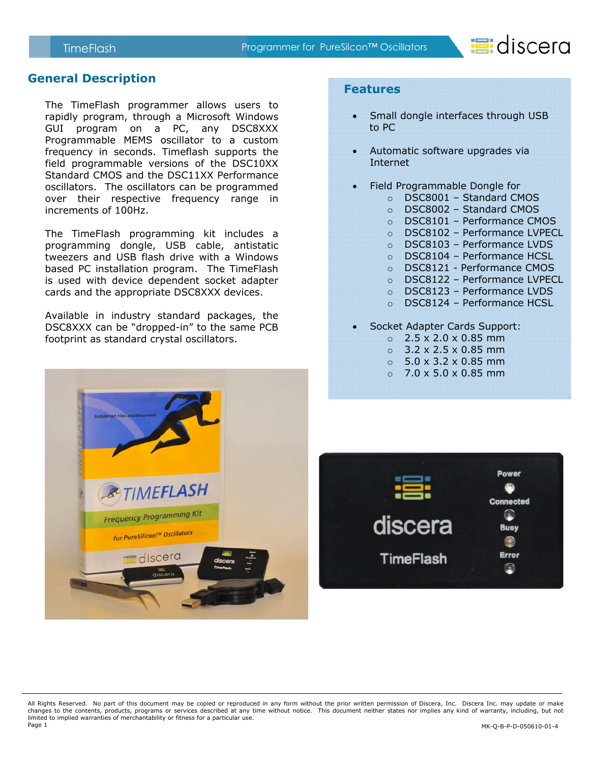# General Description

The TimeFlash programmer allows users to rapidly program, through a Microsoft Windows GUI program on a PC, any DSC8XXX Programmable MEMS oscillator to a custom frequency in seconds. Timeflash supports the field programmable versions of the DSC10XX Standard CMOS and the DSC11XX Performance oscillators. The oscillators can be programmed over their respective frequency range in increments of 100Hz.

The TimeFlash programming kit includes a programming dongle, USB cable, antistatic tweezers and USB flash drive with a Windows based PC installation program. The TimeFlash is used with device dependent socket adapter cards and the appropriate DSC8XXX devices.

Available in industry standard packages, the DSC8XXX can be "dropped-in" to the same PCB footprint as standard crystal oscillators.

## Features

- Small dongle interfaces through USB to PC
- Automatic software upgrades via Internet
- Field Programmable Dongle for
  - DSC8001 – Standard CMOS
  - DSC8002 – Standard CMOS
  - DSC8101 – Performance CMOS
  - DSC8102 – Performance LVPECL
  - DSC8103 – Performance LVDS
  - DSC8104 – Performance HCSL
  - DSC8121 - Performance CMOS
  - DSC8122 – Performance LVPECL
  - DSC8123 – Performance LVDS
  - DSC8124 – Performance HCSL
- Socket Adapter Cards Support:
  - 2.5 x 2.0 x 0.85 mm
  - 3.2 x 2.5 x 0.85 mm
  - 5.0 x 3.2 x 0.85 mm
  - 7.0 x 5.0 x 0.85 mm

All Rights Reserved. No part of this document may be copied or reproduced in any form without the prior written permission of Discera, Inc. Discera Inc. may update or make changes to the contents, products, programs or services described at any time without notice. This document neither states nor implies any kind of warranty, including, but not limited to implied warranties of merchantability or fitness for a particular use.

MK-Q-B-P-D-050610-01-4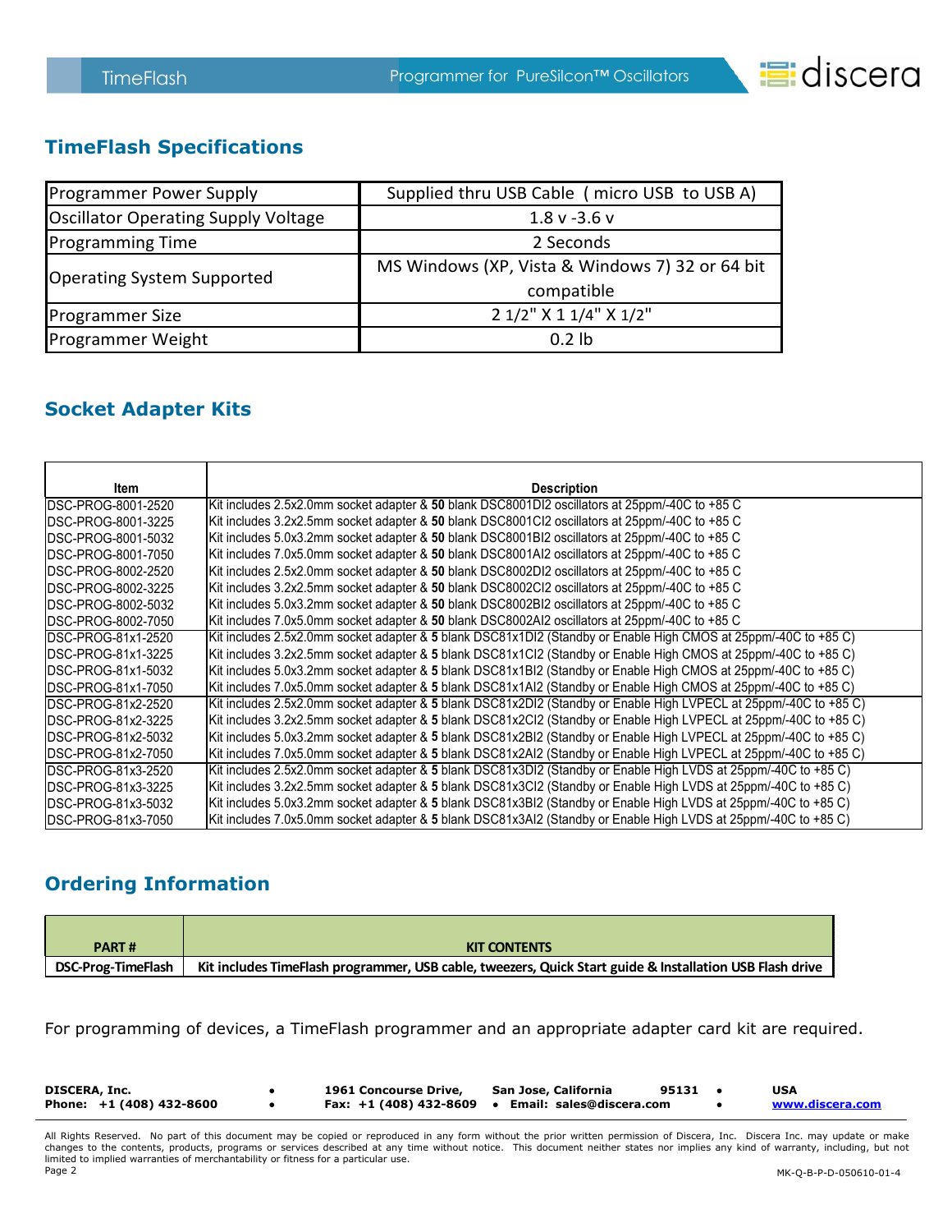## TimeFlash Specifications

| | |
|---|---|
| Programmer Power Supply | Supplied thru USB Cable ( micro USB to USB A) |
| Oscillator Operating Supply Voltage | 1.8 v -3.6 v |
| Programming Time | 2 Seconds |
| Operating System Supported | MS Windows (XP, Vista & Windows 7) 32 or 64 bit compatible |
| Programmer Size | 2 1/2" X 1 1/4" X 1/2" |
| Programmer Weight | 0.2 lb |

## Socket Adapter Kits

| Item | Description |
|---|---|
| DSC-PROG-8001-2520 | Kit includes 2.5x2.0mm socket adapter & **50** blank DSC8001DI2 oscillators at 25ppm/-40C to +85 C |
| DSC-PROG-8001-3225 | Kit includes 3.2x2.5mm socket adapter & **50** blank DSC8001CI2 oscillators at 25ppm/-40C to +85 C |
| DSC-PROG-8001-5032 | Kit includes 5.0x3.2mm socket adapter & **50** blank DSC8001BI2 oscillators at 25ppm/-40C to +85 C |
| DSC-PROG-8001-7050 | Kit includes 7.0x5.0mm socket adapter & **50** blank DSC8001AI2 oscillators at 25ppm/-40C to +85 C |
| DSC-PROG-8002-2520 | Kit includes 2.5x2.0mm socket adapter & **50** blank DSC8002DI2 oscillators at 25ppm/-40C to +85 C |
| DSC-PROG-8002-3225 | Kit includes 3.2x2.5mm socket adapter & **50** blank DSC8002CI2 oscillators at 25ppm/-40C to +85 C |
| DSC-PROG-8002-5032 | Kit includes 5.0x3.2mm socket adapter & **50** blank DSC8002BI2 oscillators at 25ppm/-40C to +85 C |
| DSC-PROG-8002-7050 | Kit includes 7.0x5.0mm socket adapter & **50** blank DSC8002AI2 oscillators at 25ppm/-40C to +85 C |
| DSC-PROG-81x1-2520 | Kit includes 2.5x2.0mm socket adapter & **5** blank DSC81x1DI2 (Standby or Enable High CMOS at 25ppm/-40C to +85 C) |
| DSC-PROG-81x1-3225 | Kit includes 3.2x2.5mm socket adapter & **5** blank DSC81x1CI2 (Standby or Enable High CMOS at 25ppm/-40C to +85 C) |
| DSC-PROG-81x1-5032 | Kit includes 5.0x3.2mm socket adapter & **5** blank DSC81x1BI2 (Standby or Enable High CMOS at 25ppm/-40C to +85 C) |
| DSC-PROG-81x1-7050 | Kit includes 7.0x5.0mm socket adapter & **5** blank DSC81x1AI2 (Standby or Enable High CMOS at 25ppm/-40C to +85 C) |
| DSC-PROG-81x2-2520 | Kit includes 2.5x2.0mm socket adapter & **5** blank DSC81x2DI2 (Standby or Enable High LVPECL at 25ppm/-40C to +85 C) |
| DSC-PROG-81x2-3225 | Kit includes 3.2x2.5mm socket adapter & **5** blank DSC81x2CI2 (Standby or Enable High LVPECL at 25ppm/-40C to +85 C) |
| DSC-PROG-81x2-5032 | Kit includes 5.0x3.2mm socket adapter & **5** blank DSC81x2BI2 (Standby or Enable High LVPECL at 25ppm/-40C to +85 C) |
| DSC-PROG-81x2-7050 | Kit includes 7.0x5.0mm socket adapter & **5** blank DSC81x2AI2 (Standby or Enable High LVPECL at 25ppm/-40C to +85 C) |
| DSC-PROG-81x3-2520 | Kit includes 2.5x2.0mm socket adapter & **5** blank DSC81x3DI2 (Standby or Enable High LVDS at 25ppm/-40C to +85 C) |
| DSC-PROG-81x3-3225 | Kit includes 3.2x2.5mm socket adapter & **5** blank DSC81x3CI2 (Standby or Enable High LVDS at 25ppm/-40C to +85 C) |
| DSC-PROG-81x3-5032 | Kit includes 5.0x3.2mm socket adapter & **5** blank DSC81x3BI2 (Standby or Enable High LVDS at 25ppm/-40C to +85 C) |
| DSC-PROG-81x3-7050 | Kit includes 7.0x5.0mm socket adapter & **5** blank DSC81x3AI2 (Standby or Enable High LVDS at 25ppm/-40C to +85 C) |

## Ordering Information

| PART # | KIT CONTENTS |
|---|---|
| **DSC-Prog-TimeFlash** | **Kit includes TimeFlash programmer, USB cable, tweezers, Quick Start guide & Installation USB Flash drive** |

For programming of devices, a TimeFlash programmer and an appropriate adapter card kit are required.

**DISCERA, Inc.** • **1961 Concourse Drive, San Jose, California 95131** • **USA**
**Phone: +1 (408) 432-8600** • **Fax: +1 (408) 432-8609** • **Email: sales@discera.com** • **www.discera.com**

All Rights Reserved. No part of this document may be copied or reproduced in any form without the prior written permission of Discera, Inc. Discera Inc. may update or make changes to the contents, products, programs or services described at any time without notice. This document neither states nor implies any kind of warranty, including, but not limited to implied warranties of merchantability or fitness for a particular use.

MK-Q-B-P-D-050610-01-4